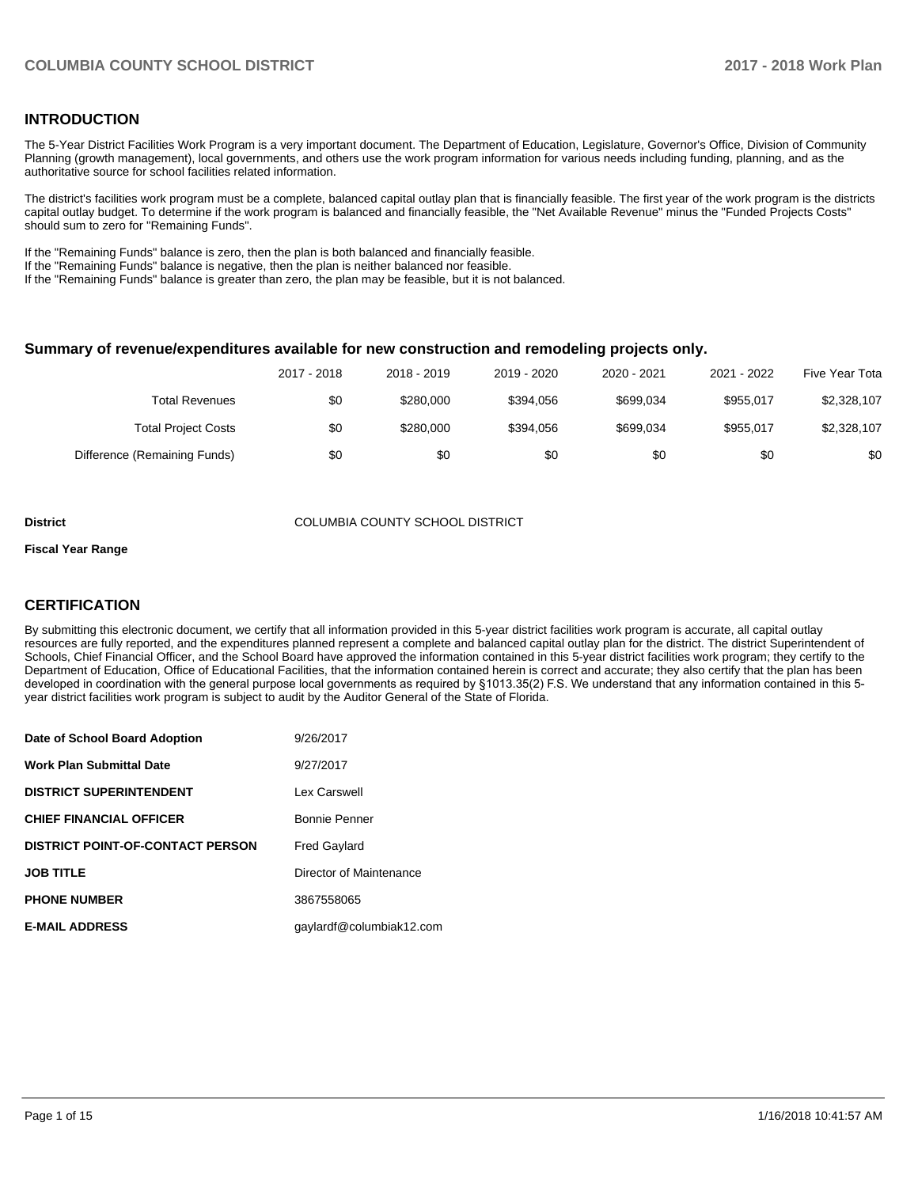## INTRODUCTION

The 5-Year District Facilities Work Program is a very important document. The Department of Education, Legislature, Governor's Office, Division of Community Planning (growth management), local governments, and others use the work program information for various needs including funding, planning, and as the authoritative source for school facilities related information.

The district's facilities work program must be a complete, balanced capital outlay plan that is financially feasible. The first year of the work program is the districts capital outlay budget. To determine if the work program is balanced and financially feasible, the "Net Available Revenue" minus the "Funded Projects Costs" should sum to zero for "Remaining Funds".

If the "Remaining Funds" balance is zero, then the plan is both balanced and financially feasible.
If the "Remaining Funds" balance is negative, then the plan is neither balanced nor feasible.
If the "Remaining Funds" balance is greater than zero, the plan may be feasible, but it is not balanced.

### Summary of revenue/expenditures available for new construction and remodeling projects only.

| | 2017 - 2018 | 2018 - 2019 | 2019 - 2020 | 2020 - 2021 | 2021 - 2022 | Five Year Tota |
|---|---|---|---|---|---|---|
| Total Revenues | $0 | $280,000 | $394,056 | $699,034 | $955,017 | $2,328,107 |
| Total Project Costs | $0 | $280,000 | $394,056 | $699,034 | $955,017 | $2,328,107 |
| Difference (Remaining Funds) | $0 | $0 | $0 | $0 | $0 | $0 |

**District** COLUMBIA COUNTY SCHOOL DISTRICT

**Fiscal Year Range**

## CERTIFICATION

By submitting this electronic document, we certify that all information provided in this 5-year district facilities work program is accurate, all capital outlay resources are fully reported, and the expenditures planned represent a complete and balanced capital outlay plan for the district. The district Superintendent of Schools, Chief Financial Officer, and the School Board have approved the information contained in this 5-year district facilities work program; they certify to the Department of Education, Office of Educational Facilities, that the information contained herein is correct and accurate; they also certify that the plan has been developed in coordination with the general purpose local governments as required by §1013.35(2) F.S. We understand that any information contained in this 5-year district facilities work program is subject to audit by the Auditor General of the State of Florida.

| | |
|---|---|
| **Date of School Board Adoption** | 9/26/2017 |
| **Work Plan Submittal Date** | 9/27/2017 |
| **DISTRICT SUPERINTENDENT** | Lex Carswell |
| **CHIEF FINANCIAL OFFICER** | Bonnie Penner |
| **DISTRICT POINT-OF-CONTACT PERSON** | Fred Gaylard |
| **JOB TITLE** | Director of Maintenance |
| **PHONE NUMBER** | 3867558065 |
| **E-MAIL ADDRESS** | gaylardf@columbiak12.com |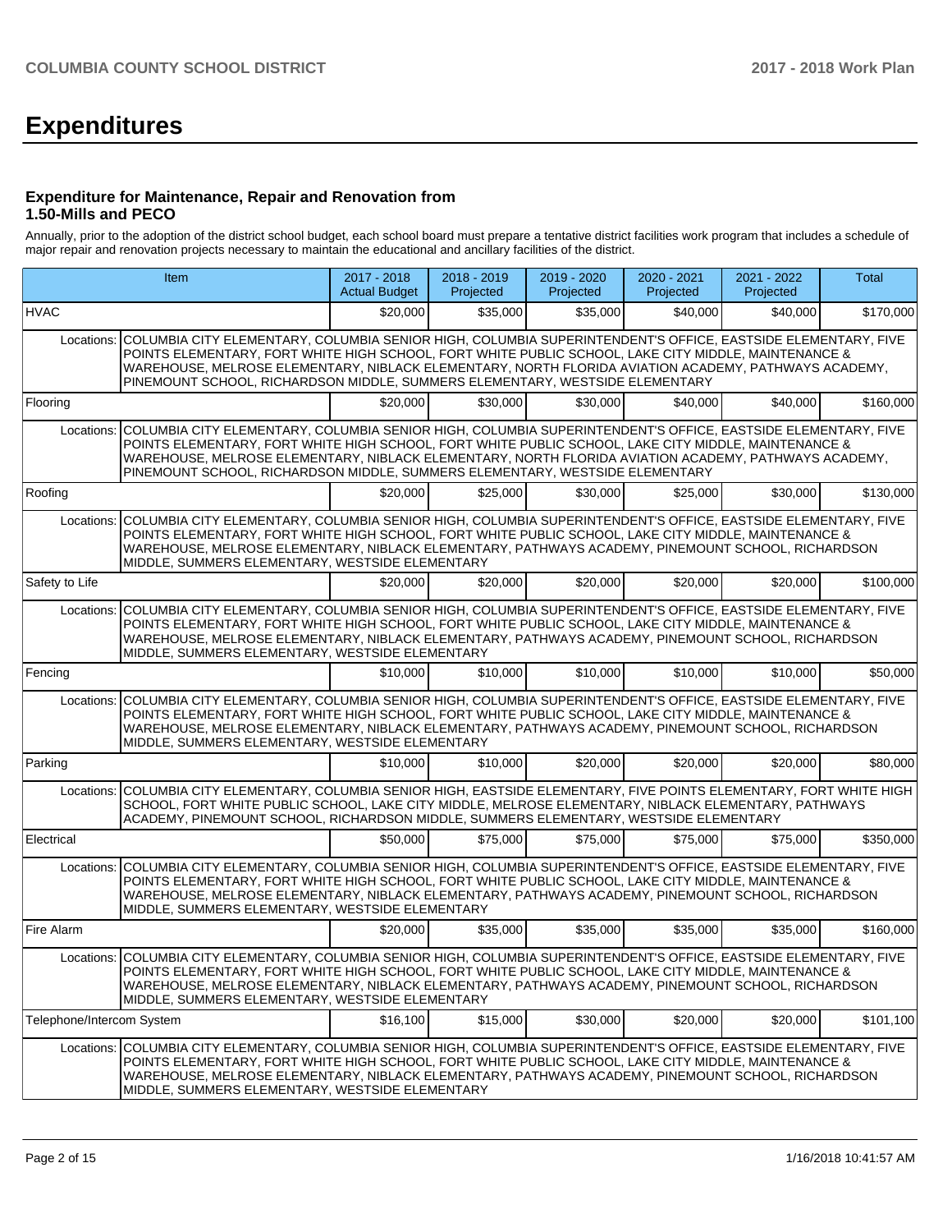# Expenditures

### Expenditure for Maintenance, Repair and Renovation from 1.50-Mills and PECO

Annually, prior to the adoption of the district school budget, each school board must prepare a tentative district facilities work program that includes a schedule of major repair and renovation projects necessary to maintain the educational and ancillary facilities of the district.

| Item | | 2017 - 2018 Actual Budget | 2018 - 2019 Projected | 2019 - 2020 Projected | 2020 - 2021 Projected | 2021 - 2022 Projected | Total |
|---|---|---|---|---|---|---|---|
| HVAC | | $20,000 | $35,000 | $35,000 | $40,000 | $40,000 | $170,000 |
| Locations: | COLUMBIA CITY ELEMENTARY, COLUMBIA SENIOR HIGH, COLUMBIA SUPERINTENDENT'S OFFICE, EASTSIDE ELEMENTARY, FIVE POINTS ELEMENTARY, FORT WHITE HIGH SCHOOL, FORT WHITE PUBLIC SCHOOL, LAKE CITY MIDDLE, MAINTENANCE & WAREHOUSE, MELROSE ELEMENTARY, NIBLACK ELEMENTARY, NORTH FLORIDA AVIATION ACADEMY, PATHWAYS ACADEMY, PINEMOUNT SCHOOL, RICHARDSON MIDDLE, SUMMERS ELEMENTARY, WESTSIDE ELEMENTARY | | | | | | |
| Flooring | | $20,000 | $30,000 | $30,000 | $40,000 | $40,000 | $160,000 |
| Locations: | COLUMBIA CITY ELEMENTARY, COLUMBIA SENIOR HIGH, COLUMBIA SUPERINTENDENT'S OFFICE, EASTSIDE ELEMENTARY, FIVE POINTS ELEMENTARY, FORT WHITE HIGH SCHOOL, FORT WHITE PUBLIC SCHOOL, LAKE CITY MIDDLE, MAINTENANCE & WAREHOUSE, MELROSE ELEMENTARY, NIBLACK ELEMENTARY, NORTH FLORIDA AVIATION ACADEMY, PATHWAYS ACADEMY, PINEMOUNT SCHOOL, RICHARDSON MIDDLE, SUMMERS ELEMENTARY, WESTSIDE ELEMENTARY | | | | | | |
| Roofing | | $20,000 | $25,000 | $30,000 | $25,000 | $30,000 | $130,000 |
| Locations: | COLUMBIA CITY ELEMENTARY, COLUMBIA SENIOR HIGH, COLUMBIA SUPERINTENDENT'S OFFICE, EASTSIDE ELEMENTARY, FIVE POINTS ELEMENTARY, FORT WHITE HIGH SCHOOL, FORT WHITE PUBLIC SCHOOL, LAKE CITY MIDDLE, MAINTENANCE & WAREHOUSE, MELROSE ELEMENTARY, NIBLACK ELEMENTARY, PATHWAYS ACADEMY, PINEMOUNT SCHOOL, RICHARDSON MIDDLE, SUMMERS ELEMENTARY, WESTSIDE ELEMENTARY | | | | | | |
| Safety to Life | | $20,000 | $20,000 | $20,000 | $20,000 | $20,000 | $100,000 |
| Locations: | COLUMBIA CITY ELEMENTARY, COLUMBIA SENIOR HIGH, COLUMBIA SUPERINTENDENT'S OFFICE, EASTSIDE ELEMENTARY, FIVE POINTS ELEMENTARY, FORT WHITE HIGH SCHOOL, FORT WHITE PUBLIC SCHOOL, LAKE CITY MIDDLE, MAINTENANCE & WAREHOUSE, MELROSE ELEMENTARY, NIBLACK ELEMENTARY, PATHWAYS ACADEMY, PINEMOUNT SCHOOL, RICHARDSON MIDDLE, SUMMERS ELEMENTARY, WESTSIDE ELEMENTARY | | | | | | |
| Fencing | | $10,000 | $10,000 | $10,000 | $10,000 | $10,000 | $50,000 |
| Locations: | COLUMBIA CITY ELEMENTARY, COLUMBIA SENIOR HIGH, COLUMBIA SUPERINTENDENT'S OFFICE, EASTSIDE ELEMENTARY, FIVE POINTS ELEMENTARY, FORT WHITE HIGH SCHOOL, FORT WHITE PUBLIC SCHOOL, LAKE CITY MIDDLE, MAINTENANCE & WAREHOUSE, MELROSE ELEMENTARY, NIBLACK ELEMENTARY, PATHWAYS ACADEMY, PINEMOUNT SCHOOL, RICHARDSON MIDDLE, SUMMERS ELEMENTARY, WESTSIDE ELEMENTARY | | | | | | |
| Parking | | $10,000 | $10,000 | $20,000 | $20,000 | $20,000 | $80,000 |
| Locations: | COLUMBIA CITY ELEMENTARY, COLUMBIA SENIOR HIGH, EASTSIDE ELEMENTARY, FIVE POINTS ELEMENTARY, FORT WHITE HIGH SCHOOL, FORT WHITE PUBLIC SCHOOL, LAKE CITY MIDDLE, MELROSE ELEMENTARY, NIBLACK ELEMENTARY, PATHWAYS ACADEMY, PINEMOUNT SCHOOL, RICHARDSON MIDDLE, SUMMERS ELEMENTARY, WESTSIDE ELEMENTARY | | | | | | |
| Electrical | | $50,000 | $75,000 | $75,000 | $75,000 | $75,000 | $350,000 |
| Locations: | COLUMBIA CITY ELEMENTARY, COLUMBIA SENIOR HIGH, COLUMBIA SUPERINTENDENT'S OFFICE, EASTSIDE ELEMENTARY, FIVE POINTS ELEMENTARY, FORT WHITE HIGH SCHOOL, FORT WHITE PUBLIC SCHOOL, LAKE CITY MIDDLE, MAINTENANCE & WAREHOUSE, MELROSE ELEMENTARY, NIBLACK ELEMENTARY, PATHWAYS ACADEMY, PINEMOUNT SCHOOL, RICHARDSON MIDDLE, SUMMERS ELEMENTARY, WESTSIDE ELEMENTARY | | | | | | |
| Fire Alarm | | $20,000 | $35,000 | $35,000 | $35,000 | $35,000 | $160,000 |
| Locations: | COLUMBIA CITY ELEMENTARY, COLUMBIA SENIOR HIGH, COLUMBIA SUPERINTENDENT'S OFFICE, EASTSIDE ELEMENTARY, FIVE POINTS ELEMENTARY, FORT WHITE HIGH SCHOOL, FORT WHITE PUBLIC SCHOOL, LAKE CITY MIDDLE, MAINTENANCE & WAREHOUSE, MELROSE ELEMENTARY, NIBLACK ELEMENTARY, PATHWAYS ACADEMY, PINEMOUNT SCHOOL, RICHARDSON MIDDLE, SUMMERS ELEMENTARY, WESTSIDE ELEMENTARY | | | | | | |
| Telephone/Intercom System | | $16,100 | $15,000 | $30,000 | $20,000 | $20,000 | $101,100 |
| Locations: | COLUMBIA CITY ELEMENTARY, COLUMBIA SENIOR HIGH, COLUMBIA SUPERINTENDENT'S OFFICE, EASTSIDE ELEMENTARY, FIVE POINTS ELEMENTARY, FORT WHITE HIGH SCHOOL, FORT WHITE PUBLIC SCHOOL, LAKE CITY MIDDLE, MAINTENANCE & WAREHOUSE, MELROSE ELEMENTARY, NIBLACK ELEMENTARY, PATHWAYS ACADEMY, PINEMOUNT SCHOOL, RICHARDSON MIDDLE, SUMMERS ELEMENTARY, WESTSIDE ELEMENTARY | | | | | | |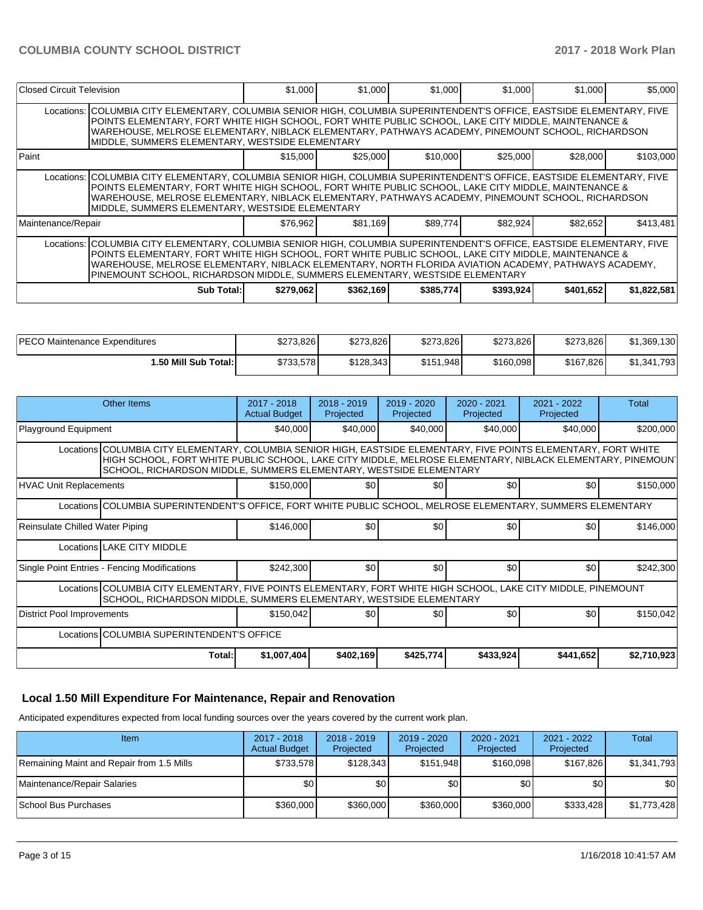| Item | 2017 - 2018 Actual Budget | 2018 - 2019 Projected | 2019 - 2020 Projected | 2020 - 2021 Projected | 2021 - 2022 Projected | Total |
|---|---|---|---|---|---|---|
| Closed Circuit Television | $1,000 | $1,000 | $1,000 | $1,000 | $1,000 | $5,000 |
| Locations: COLUMBIA CITY ELEMENTARY, COLUMBIA SENIOR HIGH, COLUMBIA SUPERINTENDENT'S OFFICE, EASTSIDE ELEMENTARY, FIVE POINTS ELEMENTARY, FORT WHITE HIGH SCHOOL, FORT WHITE PUBLIC SCHOOL, LAKE CITY MIDDLE, MAINTENANCE & WAREHOUSE, MELROSE ELEMENTARY, NIBLACK ELEMENTARY, PATHWAYS ACADEMY, PINEMOUNT SCHOOL, RICHARDSON MIDDLE, SUMMERS ELEMENTARY, WESTSIDE ELEMENTARY | | | | | | |
| Paint | $15,000 | $25,000 | $10,000 | $25,000 | $28,000 | $103,000 |
| Locations: COLUMBIA CITY ELEMENTARY, COLUMBIA SENIOR HIGH, COLUMBIA SUPERINTENDENT'S OFFICE, EASTSIDE ELEMENTARY, FIVE POINTS ELEMENTARY, FORT WHITE HIGH SCHOOL, FORT WHITE PUBLIC SCHOOL, LAKE CITY MIDDLE, MAINTENANCE & WAREHOUSE, MELROSE ELEMENTARY, NIBLACK ELEMENTARY, PATHWAYS ACADEMY, PINEMOUNT SCHOOL, RICHARDSON MIDDLE, SUMMERS ELEMENTARY, WESTSIDE ELEMENTARY | | | | | | |
| Maintenance/Repair | $76,962 | $81,169 | $89,774 | $82,924 | $82,652 | $413,481 |
| Locations: COLUMBIA CITY ELEMENTARY, COLUMBIA SENIOR HIGH, COLUMBIA SUPERINTENDENT'S OFFICE, EASTSIDE ELEMENTARY, FIVE POINTS ELEMENTARY, FORT WHITE HIGH SCHOOL, FORT WHITE PUBLIC SCHOOL, LAKE CITY MIDDLE, MAINTENANCE & WAREHOUSE, MELROSE ELEMENTARY, NIBLACK ELEMENTARY, NORTH FLORIDA AVIATION ACADEMY, PATHWAYS ACADEMY, PINEMOUNT SCHOOL, RICHARDSON MIDDLE, SUMMERS ELEMENTARY, WESTSIDE ELEMENTARY | | | | | | |
| **Sub Total:** | **$279,062** | **$362,169** | **$385,774** | **$393,924** | **$401,652** | **$1,822,581** |

| | | | | | | |
|---|---|---|---|---|---|---|
| PECO Maintenance Expenditures | $273,826 | $273,826 | $273,826 | $273,826 | $273,826 | $1,369,130 |
| **1.50 Mill Sub Total:** | $733,578 | $128,343 | $151,948 | $160,098 | $167,826 | $1,341,793 |

| Other Items | 2017 - 2018 Actual Budget | 2018 - 2019 Projected | 2019 - 2020 Projected | 2020 - 2021 Projected | 2021 - 2022 Projected | Total |
|---|---|---|---|---|---|---|
| Playground Equipment | $40,000 | $40,000 | $40,000 | $40,000 | $40,000 | $200,000 |
| Locations COLUMBIA CITY ELEMENTARY, COLUMBIA SENIOR HIGH, EASTSIDE ELEMENTARY, FIVE POINTS ELEMENTARY, FORT WHITE HIGH SCHOOL, FORT WHITE PUBLIC SCHOOL, LAKE CITY MIDDLE, MELROSE ELEMENTARY, NIBLACK ELEMENTARY, PINEMOUNT SCHOOL, RICHARDSON MIDDLE, SUMMERS ELEMENTARY, WESTSIDE ELEMENTARY | | | | | | |
| HVAC Unit Replacements | $150,000 | $0 | $0 | $0 | $0 | $150,000 |
| Locations COLUMBIA SUPERINTENDENT'S OFFICE, FORT WHITE PUBLIC SCHOOL, MELROSE ELEMENTARY, SUMMERS ELEMENTARY | | | | | | |
| Reinsulate Chilled Water Piping | $146,000 | $0 | $0 | $0 | $0 | $146,000 |
| Locations LAKE CITY MIDDLE | | | | | | |
| Single Point Entries - Fencing Modifications | $242,300 | $0 | $0 | $0 | $0 | $242,300 |
| Locations COLUMBIA CITY ELEMENTARY, FIVE POINTS ELEMENTARY, FORT WHITE HIGH SCHOOL, LAKE CITY MIDDLE, PINEMOUNT SCHOOL, RICHARDSON MIDDLE, SUMMERS ELEMENTARY, WESTSIDE ELEMENTARY | | | | | | |
| District Pool Improvements | $150,042 | $0 | $0 | $0 | $0 | $150,042 |
| Locations COLUMBIA SUPERINTENDENT'S OFFICE | | | | | | |
| **Total:** | **$1,007,404** | **$402,169** | **$425,774** | **$433,924** | **$441,652** | **$2,710,923** |

## Local 1.50 Mill Expenditure For Maintenance, Repair and Renovation

Anticipated expenditures expected from local funding sources over the years covered by the current work plan.

| Item | 2017 - 2018 Actual Budget | 2018 - 2019 Projected | 2019 - 2020 Projected | 2020 - 2021 Projected | 2021 - 2022 Projected | Total |
|---|---|---|---|---|---|---|
| Remaining Maint and Repair from 1.5 Mills | $733,578 | $128,343 | $151,948 | $160,098 | $167,826 | $1,341,793 |
| Maintenance/Repair Salaries | $0 | $0 | $0 | $0 | $0 | $0 |
| School Bus Purchases | $360,000 | $360,000 | $360,000 | $360,000 | $333,428 | $1,773,428 |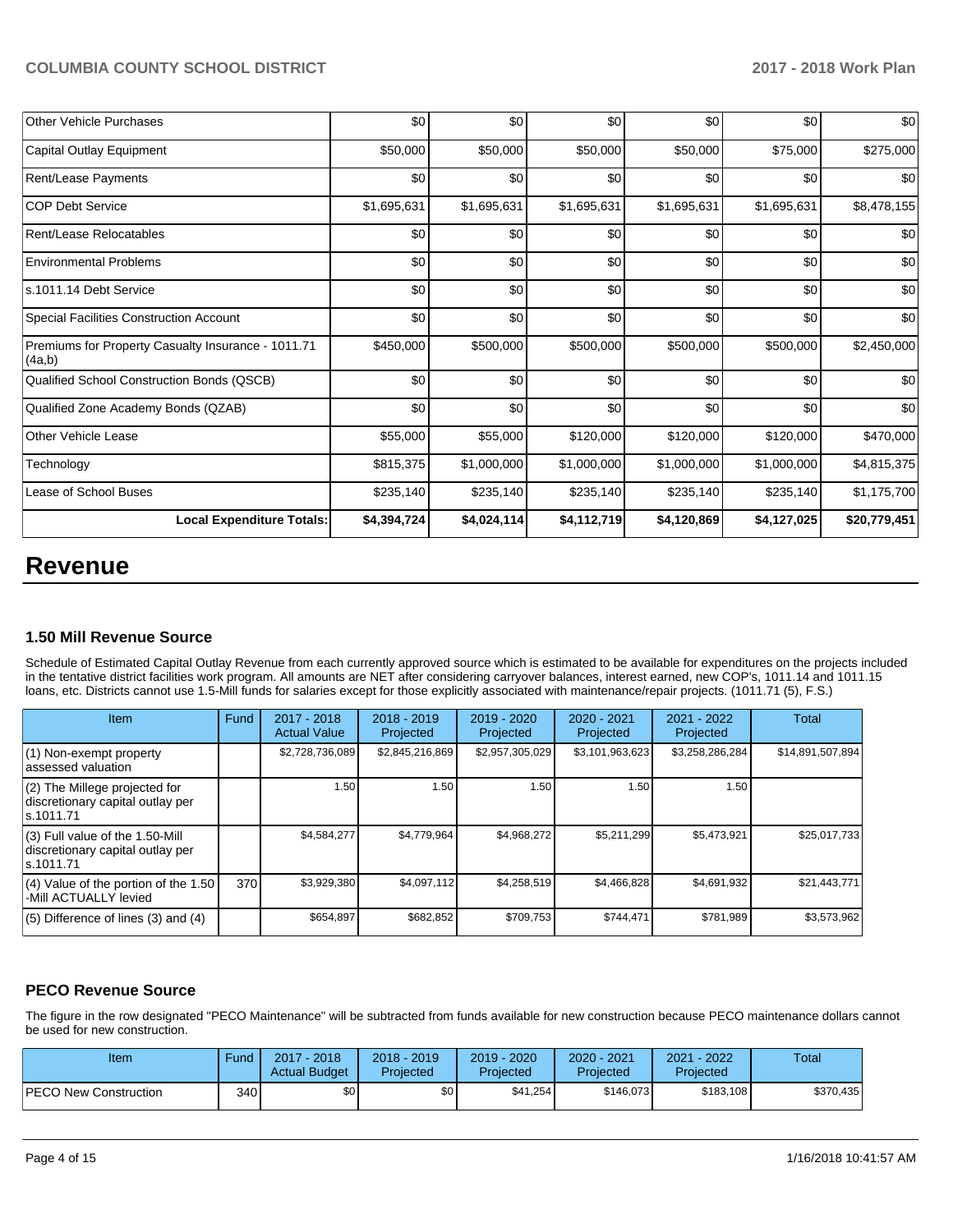| | | | | | | |
|---|---|---|---|---|---|---|
| Other Vehicle Purchases | $0 | $0 | $0 | $0 | $0 | $0 |
| Capital Outlay Equipment | $50,000 | $50,000 | $50,000 | $50,000 | $75,000 | $275,000 |
| Rent/Lease Payments | $0 | $0 | $0 | $0 | $0 | $0 |
| COP Debt Service | $1,695,631 | $1,695,631 | $1,695,631 | $1,695,631 | $1,695,631 | $8,478,155 |
| Rent/Lease Relocatables | $0 | $0 | $0 | $0 | $0 | $0 |
| Environmental Problems | $0 | $0 | $0 | $0 | $0 | $0 |
| s.1011.14 Debt Service | $0 | $0 | $0 | $0 | $0 | $0 |
| Special Facilities Construction Account | $0 | $0 | $0 | $0 | $0 | $0 |
| Premiums for Property Casualty Insurance - 1011.71 (4a,b) | $450,000 | $500,000 | $500,000 | $500,000 | $500,000 | $2,450,000 |
| Qualified School Construction Bonds (QSCB) | $0 | $0 | $0 | $0 | $0 | $0 |
| Qualified Zone Academy Bonds (QZAB) | $0 | $0 | $0 | $0 | $0 | $0 |
| Other Vehicle Lease | $55,000 | $55,000 | $120,000 | $120,000 | $120,000 | $470,000 |
| Technology | $815,375 | $1,000,000 | $1,000,000 | $1,000,000 | $1,000,000 | $4,815,375 |
| Lease of School Buses | $235,140 | $235,140 | $235,140 | $235,140 | $235,140 | $1,175,700 |
| **Local Expenditure Totals:** | **$4,394,724** | **$4,024,114** | **$4,112,719** | **$4,120,869** | **$4,127,025** | **$20,779,451** |

# Revenue

### 1.50 Mill Revenue Source

Schedule of Estimated Capital Outlay Revenue from each currently approved source which is estimated to be available for expenditures on the projects included in the tentative district facilities work program. All amounts are NET after considering carryover balances, interest earned, new COP's, 1011.14 and 1011.15 loans, etc. Districts cannot use 1.5-Mill funds for salaries except for those explicitly associated with maintenance/repair projects. (1011.71 (5), F.S.)

| Item | Fund | 2017 - 2018 Actual Value | 2018 - 2019 Projected | 2019 - 2020 Projected | 2020 - 2021 Projected | 2021 - 2022 Projected | Total |
|---|---|---|---|---|---|---|---|
| (1) Non-exempt property assessed valuation | | $2,728,736,089 | $2,845,216,869 | $2,957,305,029 | $3,101,963,623 | $3,258,286,284 | $14,891,507,894 |
| (2) The Millege projected for discretionary capital outlay per s.1011.71 | | 1.50 | 1.50 | 1.50 | 1.50 | 1.50 | |
| (3) Full value of the 1.50-Mill discretionary capital outlay per s.1011.71 | | $4,584,277 | $4,779,964 | $4,968,272 | $5,211,299 | $5,473,921 | $25,017,733 |
| (4) Value of the portion of the 1.50 -Mill ACTUALLY levied | 370 | $3,929,380 | $4,097,112 | $4,258,519 | $4,466,828 | $4,691,932 | $21,443,771 |
| (5) Difference of lines (3) and (4) | | $654,897 | $682,852 | $709,753 | $744,471 | $781,989 | $3,573,962 |

### PECO Revenue Source

The figure in the row designated "PECO Maintenance" will be subtracted from funds available for new construction because PECO maintenance dollars cannot be used for new construction.

| Item | Fund | 2017 - 2018 Actual Budget | 2018 - 2019 Projected | 2019 - 2020 Projected | 2020 - 2021 Projected | 2021 - 2022 Projected | Total |
|---|---|---|---|---|---|---|---|
| PECO New Construction | 340 | $0 | $0 | $41,254 | $146,073 | $183,108 | $370,435 |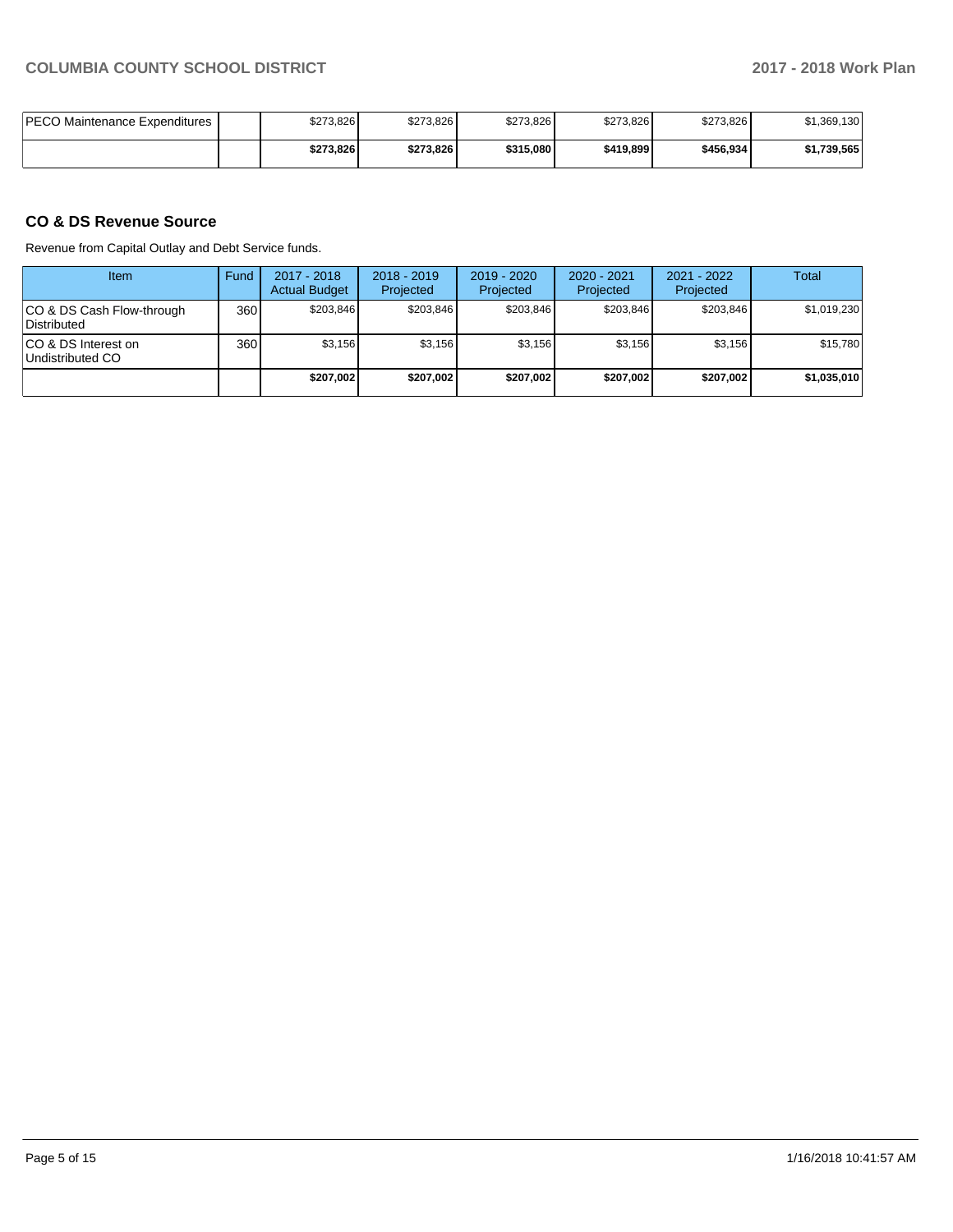| | | | | | | | |
|---|---|---|---|---|---|---|---|
| PECO Maintenance Expenditures | | $273,826 | $273,826 | $273,826 | $273,826 | $273,826 | $1,369,130 |
| | | **$273,826** | **$273,826** | **$315,080** | **$419,899** | **$456,934** | **$1,739,565** |

## CO & DS Revenue Source

Revenue from Capital Outlay and Debt Service funds.

| Item | Fund | 2017 - 2018 Actual Budget | 2018 - 2019 Projected | 2019 - 2020 Projected | 2020 - 2021 Projected | 2021 - 2022 Projected | Total |
|---|---|---|---|---|---|---|---|
| CO & DS Cash Flow-through Distributed | 360 | $203,846 | $203,846 | $203,846 | $203,846 | $203,846 | $1,019,230 |
| CO & DS Interest on Undistributed CO | 360 | $3,156 | $3,156 | $3,156 | $3,156 | $3,156 | $15,780 |
| | | **$207,002** | **$207,002** | **$207,002** | **$207,002** | **$207,002** | **$1,035,010** |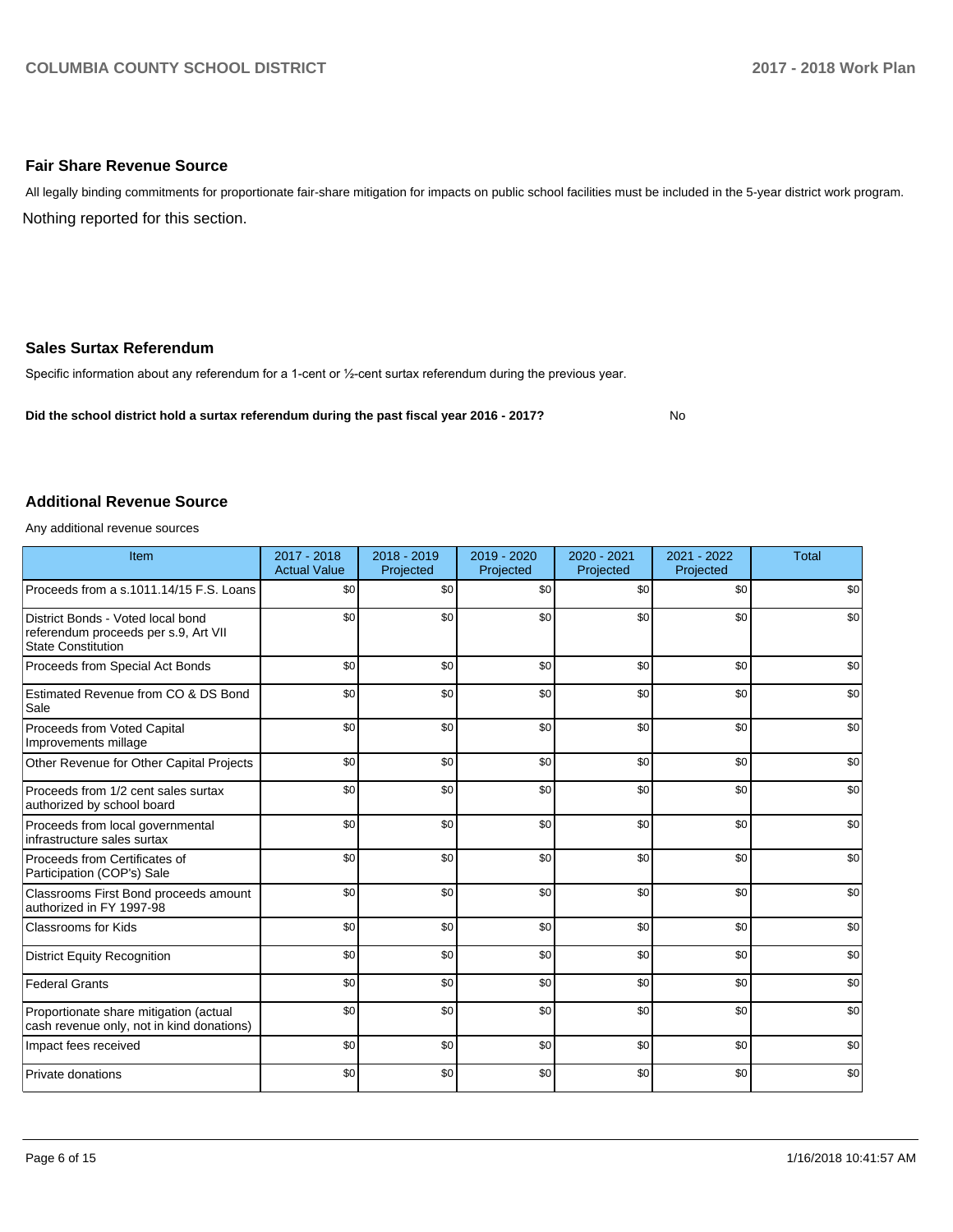## Fair Share Revenue Source

All legally binding commitments for proportionate fair-share mitigation for impacts on public school facilities must be included in the 5-year district work program.

Nothing reported for this section.

## Sales Surtax Referendum

Specific information about any referendum for a 1-cent or ½-cent surtax referendum during the previous year.

**Did the school district hold a surtax referendum during the past fiscal year 2016 - 2017?** No

## Additional Revenue Source

Any additional revenue sources

| Item | 2017 - 2018 Actual Value | 2018 - 2019 Projected | 2019 - 2020 Projected | 2020 - 2021 Projected | 2021 - 2022 Projected | Total |
|---|---|---|---|---|---|---|
| Proceeds from a s.1011.14/15 F.S. Loans | $0 | $0 | $0 | $0 | $0 | $0 |
| District Bonds - Voted local bond referendum proceeds per s.9, Art VII State Constitution | $0 | $0 | $0 | $0 | $0 | $0 |
| Proceeds from Special Act Bonds | $0 | $0 | $0 | $0 | $0 | $0 |
| Estimated Revenue from CO & DS Bond Sale | $0 | $0 | $0 | $0 | $0 | $0 |
| Proceeds from Voted Capital Improvements millage | $0 | $0 | $0 | $0 | $0 | $0 |
| Other Revenue for Other Capital Projects | $0 | $0 | $0 | $0 | $0 | $0 |
| Proceeds from 1/2 cent sales surtax authorized by school board | $0 | $0 | $0 | $0 | $0 | $0 |
| Proceeds from local governmental infrastructure sales surtax | $0 | $0 | $0 | $0 | $0 | $0 |
| Proceeds from Certificates of Participation (COP's) Sale | $0 | $0 | $0 | $0 | $0 | $0 |
| Classrooms First Bond proceeds amount authorized in FY 1997-98 | $0 | $0 | $0 | $0 | $0 | $0 |
| Classrooms for Kids | $0 | $0 | $0 | $0 | $0 | $0 |
| District Equity Recognition | $0 | $0 | $0 | $0 | $0 | $0 |
| Federal Grants | $0 | $0 | $0 | $0 | $0 | $0 |
| Proportionate share mitigation (actual cash revenue only, not in kind donations) | $0 | $0 | $0 | $0 | $0 | $0 |
| Impact fees received | $0 | $0 | $0 | $0 | $0 | $0 |
| Private donations | $0 | $0 | $0 | $0 | $0 | $0 |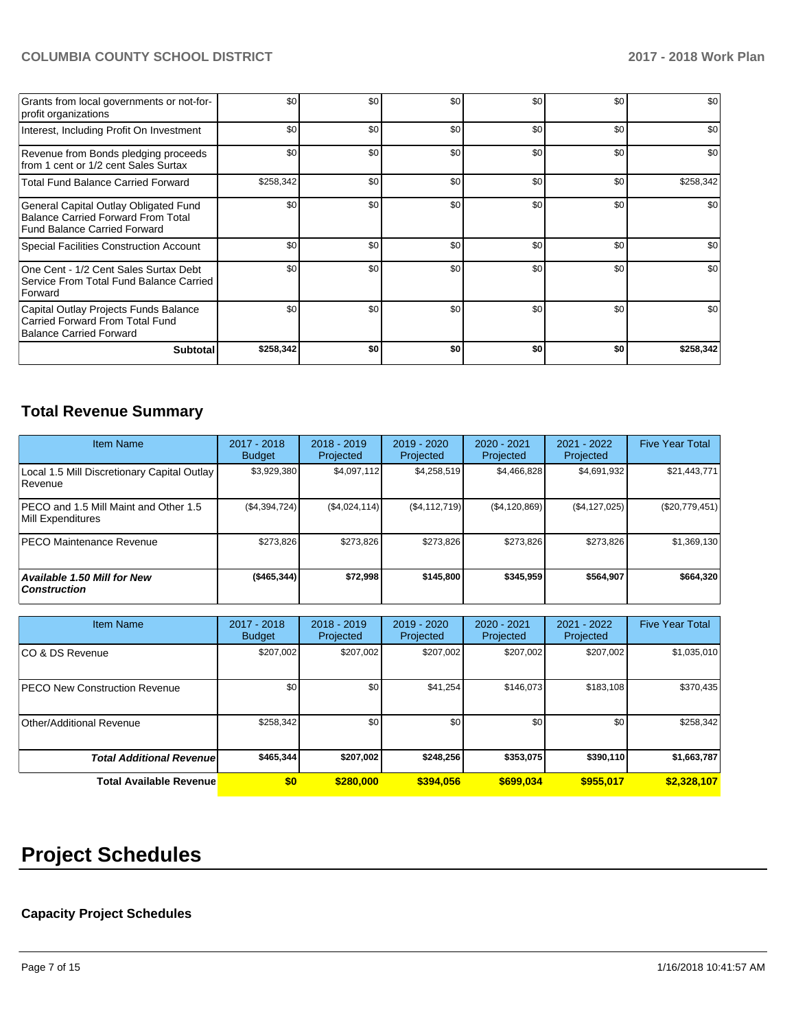| | | | | | | |
|---|---|---|---|---|---|---|
| Grants from local governments or not-for-profit organizations | $0 | $0 | $0 | $0 | $0 | $0 |
| Interest, Including Profit On Investment | $0 | $0 | $0 | $0 | $0 | $0 |
| Revenue from Bonds pledging proceeds from 1 cent or 1/2 cent Sales Surtax | $0 | $0 | $0 | $0 | $0 | $0 |
| Total Fund Balance Carried Forward | $258,342 | $0 | $0 | $0 | $0 | $258,342 |
| General Capital Outlay Obligated Fund Balance Carried Forward From Total Fund Balance Carried Forward | $0 | $0 | $0 | $0 | $0 | $0 |
| Special Facilities Construction Account | $0 | $0 | $0 | $0 | $0 | $0 |
| One Cent - 1/2 Cent Sales Surtax Debt Service From Total Fund Balance Carried Forward | $0 | $0 | $0 | $0 | $0 | $0 |
| Capital Outlay Projects Funds Balance Carried Forward From Total Fund Balance Carried Forward | $0 | $0 | $0 | $0 | $0 | $0 |
| **Subtotal** | **$258,342** | **$0** | **$0** | **$0** | **$0** | **$258,342** |

## Total Revenue Summary

| Item Name | 2017 - 2018 Budget | 2018 - 2019 Projected | 2019 - 2020 Projected | 2020 - 2021 Projected | 2021 - 2022 Projected | Five Year Total |
|---|---|---|---|---|---|---|
| Local 1.5 Mill Discretionary Capital Outlay Revenue | $3,929,380 | $4,097,112 | $4,258,519 | $4,466,828 | $4,691,932 | $21,443,771 |
| PECO and 1.5 Mill Maint and Other 1.5 Mill Expenditures | ($4,394,724) | ($4,024,114) | ($4,112,719) | ($4,120,869) | ($4,127,025) | ($20,779,451) |
| PECO Maintenance Revenue | $273,826 | $273,826 | $273,826 | $273,826 | $273,826 | $1,369,130 |
| ***Available 1.50 Mill for New Construction*** | **($465,344)** | **$72,998** | **$145,800** | **$345,959** | **$564,907** | **$664,320** |

| Item Name | 2017 - 2018 Budget | 2018 - 2019 Projected | 2019 - 2020 Projected | 2020 - 2021 Projected | 2021 - 2022 Projected | Five Year Total |
|---|---|---|---|---|---|---|
| CO & DS Revenue | $207,002 | $207,002 | $207,002 | $207,002 | $207,002 | $1,035,010 |
| PECO New Construction Revenue | $0 | $0 | $41,254 | $146,073 | $183,108 | $370,435 |
| Other/Additional Revenue | $258,342 | $0 | $0 | $0 | $0 | $258,342 |
| ***Total Additional Revenue*** | **$465,344** | **$207,002** | **$248,256** | **$353,075** | **$390,110** | **$1,663,787** |
| **Total Available Revenue** | **$0** | **$280,000** | **$394,056** | **$699,034** | **$955,017** | **$2,328,107** |

# Project Schedules

### Capacity Project Schedules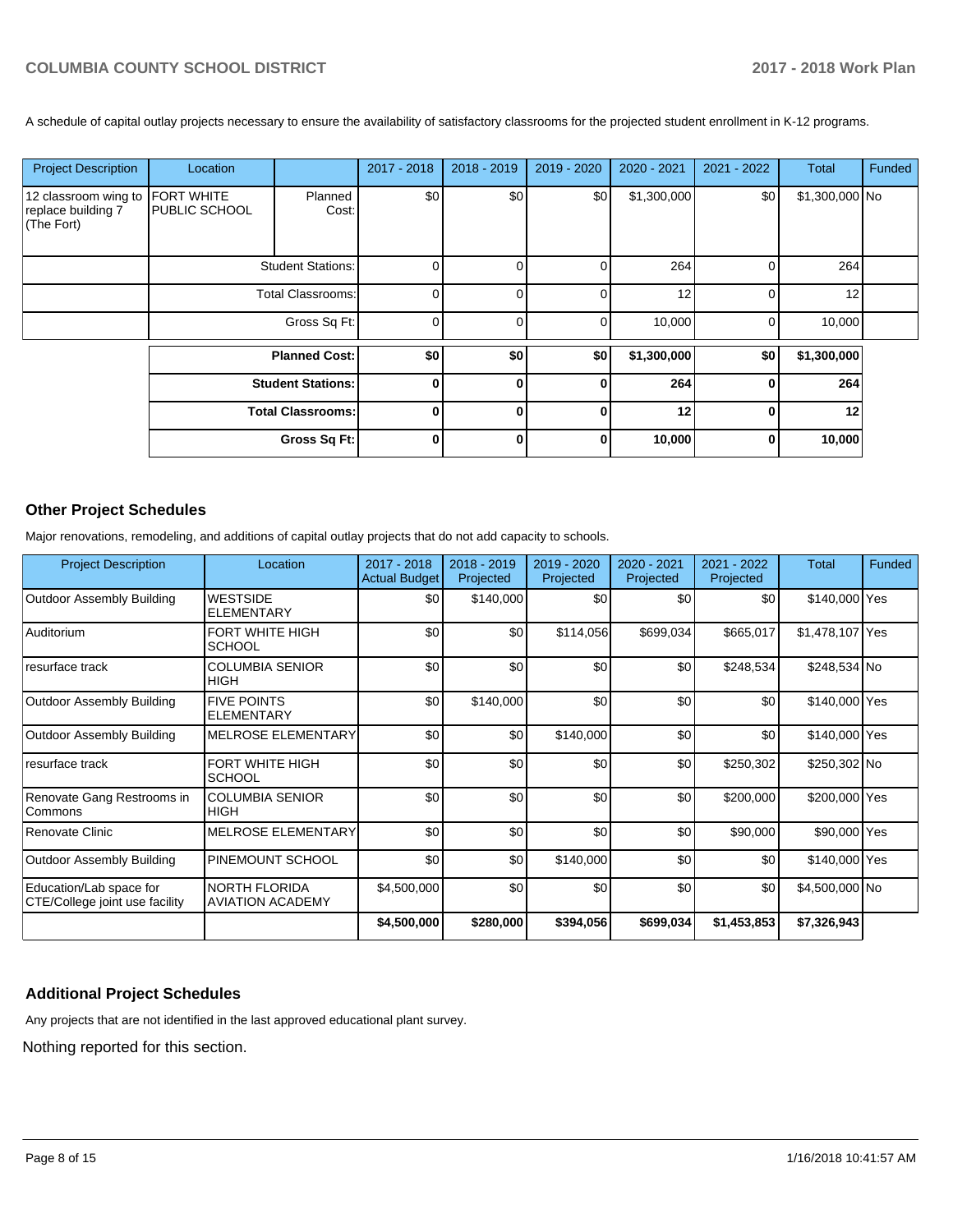A schedule of capital outlay projects necessary to ensure the availability of satisfactory classrooms for the projected student enrollment in K-12 programs.

| Project Description | Location | | 2017 - 2018 | 2018 - 2019 | 2019 - 2020 | 2020 - 2021 | 2021 - 2022 | Total | Funded |
|---|---|---|---|---|---|---|---|---|---|
| 12 classroom wing to replace building 7 (The Fort) | FORT WHITE PUBLIC SCHOOL | Planned Cost: | $0 | $0 | $0 | $1,300,000 | $0 | $1,300,000 | No |
| | | Student Stations: | 0 | 0 | 0 | 264 | 0 | 264 | |
| | | Total Classrooms: | 0 | 0 | 0 | 12 | 0 | 12 | |
| | | Gross Sq Ft: | 0 | 0 | 0 | 10,000 | 0 | 10,000 | |
| | | **Planned Cost:** | **$0** | **$0** | **$0** | **$1,300,000** | **$0** | **$1,300,000** | |
| | | **Student Stations:** | **0** | **0** | **0** | **264** | **0** | **264** | |
| | | **Total Classrooms:** | **0** | **0** | **0** | **12** | **0** | **12** | |
| | | **Gross Sq Ft:** | **0** | **0** | **0** | **10,000** | **0** | **10,000** | |

## Other Project Schedules

Major renovations, remodeling, and additions of capital outlay projects that do not add capacity to schools.

| Project Description | Location | 2017 - 2018 Actual Budget | 2018 - 2019 Projected | 2019 - 2020 Projected | 2020 - 2021 Projected | 2021 - 2022 Projected | Total | Funded |
|---|---|---|---|---|---|---|---|---|
| Outdoor Assembly Building | WESTSIDE ELEMENTARY | $0 | $140,000 | $0 | $0 | $0 | $140,000 | Yes |
| Auditorium | FORT WHITE HIGH SCHOOL | $0 | $0 | $114,056 | $699,034 | $665,017 | $1,478,107 | Yes |
| resurface track | COLUMBIA SENIOR HIGH | $0 | $0 | $0 | $0 | $248,534 | $248,534 | No |
| Outdoor Assembly Building | FIVE POINTS ELEMENTARY | $0 | $140,000 | $0 | $0 | $0 | $140,000 | Yes |
| Outdoor Assembly Building | MELROSE ELEMENTARY | $0 | $0 | $140,000 | $0 | $0 | $140,000 | Yes |
| resurface track | FORT WHITE HIGH SCHOOL | $0 | $0 | $0 | $0 | $250,302 | $250,302 | No |
| Renovate Gang Restrooms in Commons | COLUMBIA SENIOR HIGH | $0 | $0 | $0 | $0 | $200,000 | $200,000 | Yes |
| Renovate Clinic | MELROSE ELEMENTARY | $0 | $0 | $0 | $0 | $90,000 | $90,000 | Yes |
| Outdoor Assembly Building | PINEMOUNT SCHOOL | $0 | $0 | $140,000 | $0 | $0 | $140,000 | Yes |
| Education/Lab space for CTE/College joint use facility | NORTH FLORIDA AVIATION ACADEMY | $4,500,000 | $0 | $0 | $0 | $0 | $4,500,000 | No |
| | | **$4,500,000** | **$280,000** | **$394,056** | **$699,034** | **$1,453,853** | **$7,326,943** | |

## Additional Project Schedules

Any projects that are not identified in the last approved educational plant survey.

Nothing reported for this section.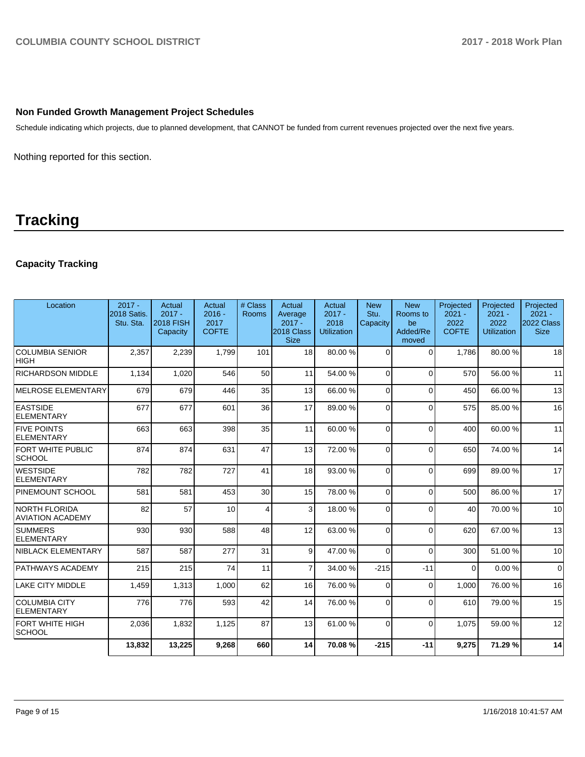### Non Funded Growth Management Project Schedules

Schedule indicating which projects, due to planned development, that CANNOT be funded from current revenues projected over the next five years.

Nothing reported for this section.

# Tracking

### Capacity Tracking

| Location | 2017 - 2018 Satis. Stu. Sta. | Actual 2017 - 2018 FISH Capacity | Actual 2016 - 2017 COFTE | # Class Rooms | Actual Average 2017 - 2018 Class Size | Actual 2017 - 2018 Utilization | New Stu. Capacity | New Rooms to be Added/Removed | Projected 2021 - 2022 COFTE | Projected 2021 - 2022 Utilization | Projected 2021 - 2022 Class Size |
|---|---|---|---|---|---|---|---|---|---|---|---|
| COLUMBIA SENIOR HIGH | 2,357 | 2,239 | 1,799 | 101 | 18 | 80.00 % | 0 | 0 | 1,786 | 80.00 % | 18 |
| RICHARDSON MIDDLE | 1,134 | 1,020 | 546 | 50 | 11 | 54.00 % | 0 | 0 | 570 | 56.00 % | 11 |
| MELROSE ELEMENTARY | 679 | 679 | 446 | 35 | 13 | 66.00 % | 0 | 0 | 450 | 66.00 % | 13 |
| EASTSIDE ELEMENTARY | 677 | 677 | 601 | 36 | 17 | 89.00 % | 0 | 0 | 575 | 85.00 % | 16 |
| FIVE POINTS ELEMENTARY | 663 | 663 | 398 | 35 | 11 | 60.00 % | 0 | 0 | 400 | 60.00 % | 11 |
| FORT WHITE PUBLIC SCHOOL | 874 | 874 | 631 | 47 | 13 | 72.00 % | 0 | 0 | 650 | 74.00 % | 14 |
| WESTSIDE ELEMENTARY | 782 | 782 | 727 | 41 | 18 | 93.00 % | 0 | 0 | 699 | 89.00 % | 17 |
| PINEMOUNT SCHOOL | 581 | 581 | 453 | 30 | 15 | 78.00 % | 0 | 0 | 500 | 86.00 % | 17 |
| NORTH FLORIDA AVIATION ACADEMY | 82 | 57 | 10 | 4 | 3 | 18.00 % | 0 | 0 | 40 | 70.00 % | 10 |
| SUMMERS ELEMENTARY | 930 | 930 | 588 | 48 | 12 | 63.00 % | 0 | 0 | 620 | 67.00 % | 13 |
| NIBLACK ELEMENTARY | 587 | 587 | 277 | 31 | 9 | 47.00 % | 0 | 0 | 300 | 51.00 % | 10 |
| PATHWAYS ACADEMY | 215 | 215 | 74 | 11 | 7 | 34.00 % | -215 | -11 | 0 | 0.00 % | 0 |
| LAKE CITY MIDDLE | 1,459 | 1,313 | 1,000 | 62 | 16 | 76.00 % | 0 | 0 | 1,000 | 76.00 % | 16 |
| COLUMBIA CITY ELEMENTARY | 776 | 776 | 593 | 42 | 14 | 76.00 % | 0 | 0 | 610 | 79.00 % | 15 |
| FORT WHITE HIGH SCHOOL | 2,036 | 1,832 | 1,125 | 87 | 13 | 61.00 % | 0 | 0 | 1,075 | 59.00 % | 12 |
| | **13,832** | **13,225** | **9,268** | **660** | **14** | **70.08 %** | **-215** | **-11** | **9,275** | **71.29 %** | **14** |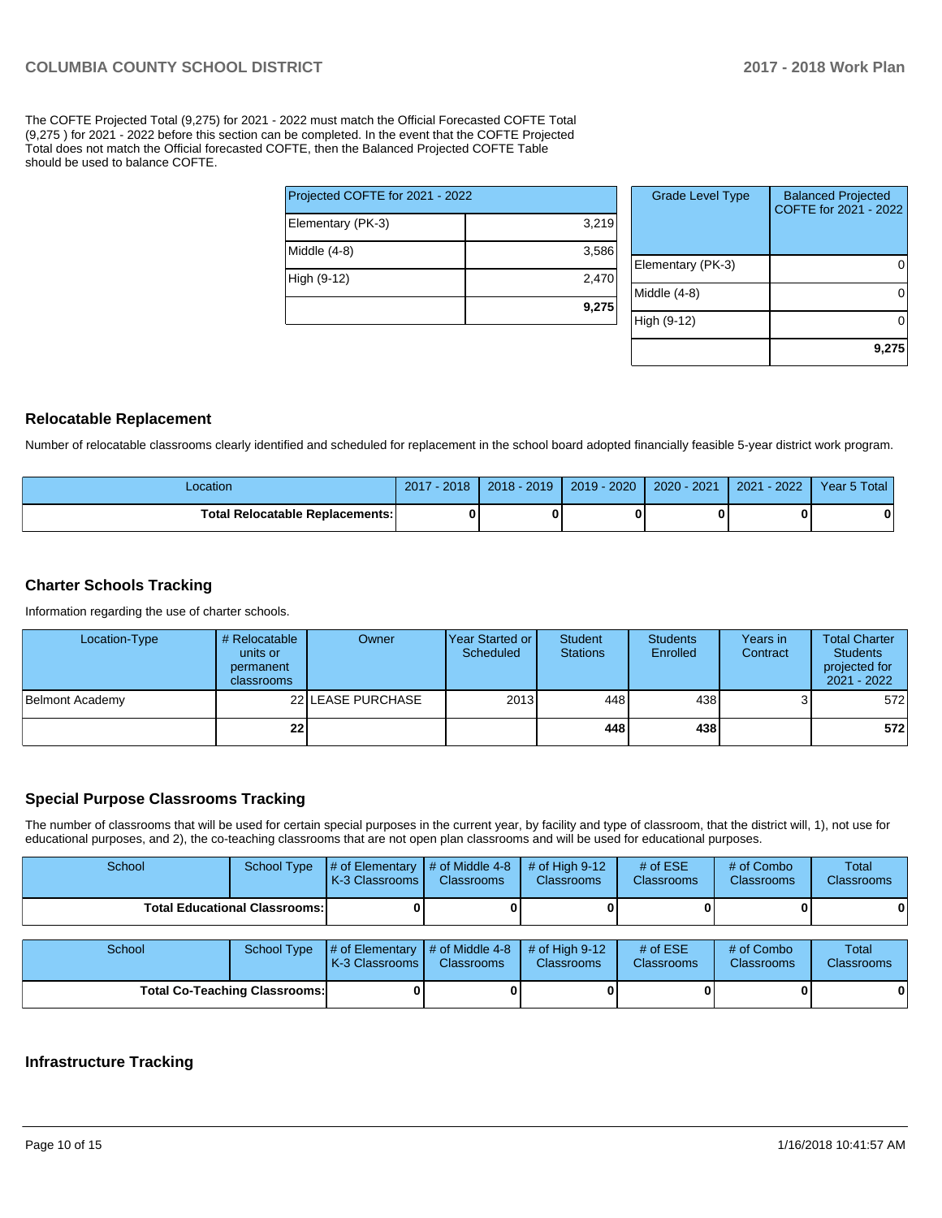The COFTE Projected Total (9,275) for 2021 - 2022 must match the Official Forecasted COFTE Total (9,275 ) for 2021 - 2022 before this section can be completed. In the event that the COFTE Projected Total does not match the Official forecasted COFTE, then the Balanced Projected COFTE Table should be used to balance COFTE.

| Projected COFTE for 2021 - 2022 | |
|---|---|
| Elementary (PK-3) | 3,219 |
| Middle (4-8) | 3,586 |
| High (9-12) | 2,470 |
| | **9,275** |

| Grade Level Type | Balanced Projected COFTE for 2021 - 2022 |
|---|---|
| Elementary (PK-3) | 0 |
| Middle (4-8) | 0 |
| High (9-12) | 0 |
| | **9,275** |

## Relocatable Replacement

Number of relocatable classrooms clearly identified and scheduled for replacement in the school board adopted financially feasible 5-year district work program.

| Location | 2017 - 2018 | 2018 - 2019 | 2019 - 2020 | 2020 - 2021 | 2021 - 2022 | Year 5 Total |
|---|---|---|---|---|---|---|
| **Total Relocatable Replacements:** | **0** | **0** | **0** | **0** | **0** | **0** |

## Charter Schools Tracking

Information regarding the use of charter schools.

| Location-Type | # Relocatable units or permanent classrooms | Owner | Year Started or Scheduled | Student Stations | Students Enrolled | Years in Contract | Total Charter Students projected for 2021 - 2022 |
|---|---|---|---|---|---|---|---|
| Belmont Academy | 22 | LEASE PURCHASE | 2013 | 448 | 438 | 3 | 572 |
| | **22** | | | **448** | **438** | | **572** |

## Special Purpose Classrooms Tracking

The number of classrooms that will be used for certain special purposes in the current year, by facility and type of classroom, that the district will, 1), not use for educational purposes, and 2), the co-teaching classrooms that are not open plan classrooms and will be used for educational purposes.

| School | School Type | # of Elementary K-3 Classrooms | # of Middle 4-8 Classrooms | # of High 9-12 Classrooms | # of ESE Classrooms | # of Combo Classrooms | Total Classrooms |
|---|---|---|---|---|---|---|---|
| **Total Educational Classrooms:** | | **0** | **0** | **0** | **0** | **0** | **0** |

| School | School Type | # of Elementary K-3 Classrooms | # of Middle 4-8 Classrooms | # of High 9-12 Classrooms | # of ESE Classrooms | # of Combo Classrooms | Total Classrooms |
|---|---|---|---|---|---|---|---|
| **Total Co-Teaching Classrooms:** | | **0** | **0** | **0** | **0** | **0** | **0** |

## Infrastructure Tracking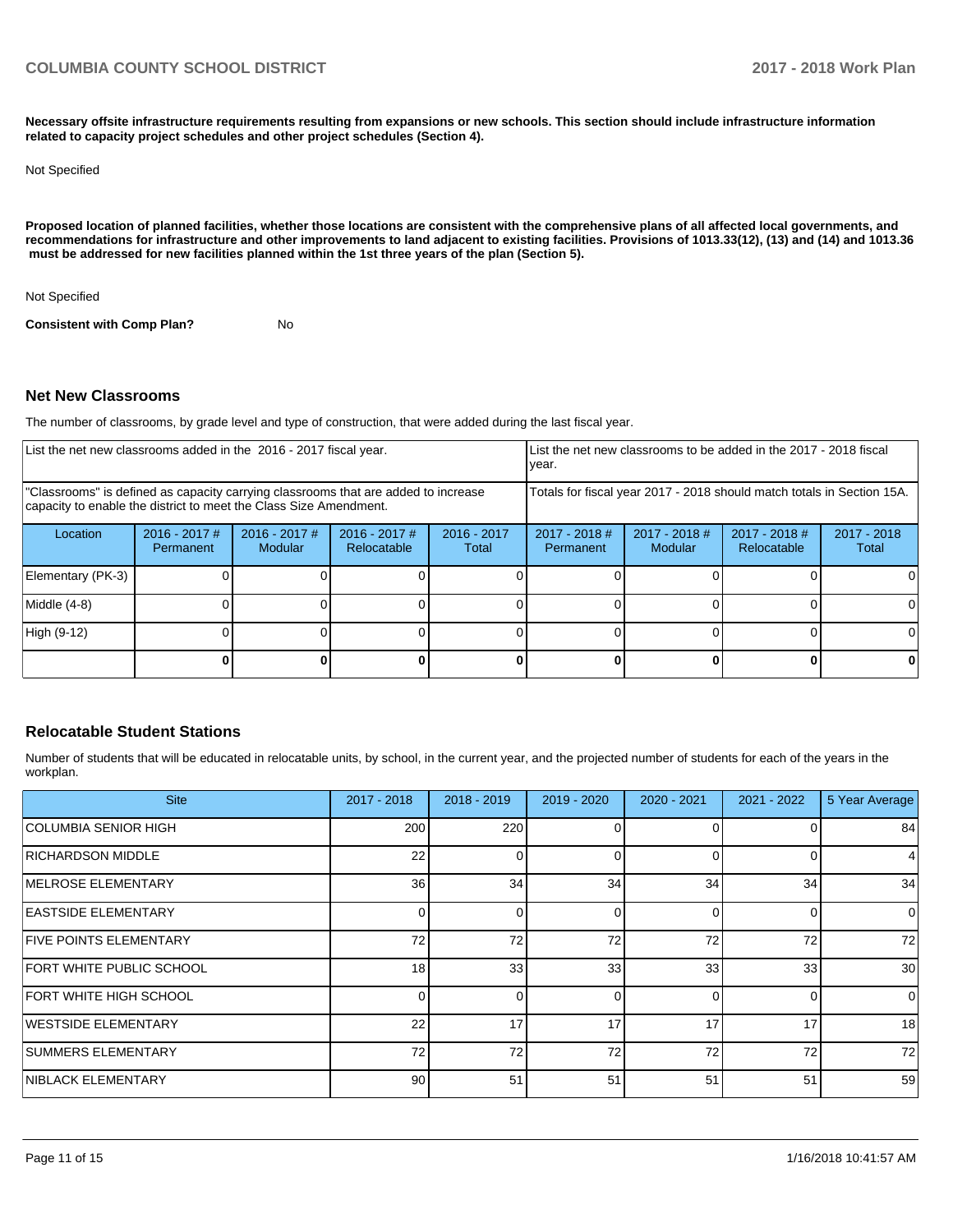**Necessary offsite infrastructure requirements resulting from expansions or new schools. This section should include infrastructure information related to capacity project schedules and other project schedules (Section 4).**

Not Specified

**Proposed location of planned facilities, whether those locations are consistent with the comprehensive plans of all affected local governments, and recommendations for infrastructure and other improvements to land adjacent to existing facilities. Provisions of 1013.33(12), (13) and (14) and 1013.36 must be addressed for new facilities planned within the 1st three years of the plan (Section 5).**

Not Specified

**Consistent with Comp Plan?** No

## Net New Classrooms

The number of classrooms, by grade level and type of construction, that were added during the last fiscal year.

| List the net new classrooms added in the 2016 - 2017 fiscal year. | | | | | List the net new classrooms to be added in the 2017 - 2018 fiscal year. | | | |
|---|---|---|---|---|---|---|---|---|
| "Classrooms" is defined as capacity carrying classrooms that are added to increase capacity to enable the district to meet the Class Size Amendment. | | | | | Totals for fiscal year 2017 - 2018 should match totals in Section 15A. | | | |
| Location | 2016 - 2017 # Permanent | 2016 - 2017 # Modular | 2016 - 2017 # Relocatable | 2016 - 2017 Total | 2017 - 2018 # Permanent | 2017 - 2018 # Modular | 2017 - 2018 # Relocatable | 2017 - 2018 Total |
| Elementary (PK-3) | 0 | 0 | 0 | 0 | 0 | 0 | 0 | 0 |
| Middle (4-8) | 0 | 0 | 0 | 0 | 0 | 0 | 0 | 0 |
| High (9-12) | 0 | 0 | 0 | 0 | 0 | 0 | 0 | 0 |
| | **0** | **0** | **0** | **0** | **0** | **0** | **0** | **0** |

## Relocatable Student Stations

Number of students that will be educated in relocatable units, by school, in the current year, and the projected number of students for each of the years in the workplan.

| Site | 2017 - 2018 | 2018 - 2019 | 2019 - 2020 | 2020 - 2021 | 2021 - 2022 | 5 Year Average |
|---|---|---|---|---|---|---|
| COLUMBIA SENIOR HIGH | 200 | 220 | 0 | 0 | 0 | 84 |
| RICHARDSON MIDDLE | 22 | 0 | 0 | 0 | 0 | 4 |
| MELROSE ELEMENTARY | 36 | 34 | 34 | 34 | 34 | 34 |
| EASTSIDE ELEMENTARY | 0 | 0 | 0 | 0 | 0 | 0 |
| FIVE POINTS ELEMENTARY | 72 | 72 | 72 | 72 | 72 | 72 |
| FORT WHITE PUBLIC SCHOOL | 18 | 33 | 33 | 33 | 33 | 30 |
| FORT WHITE HIGH SCHOOL | 0 | 0 | 0 | 0 | 0 | 0 |
| WESTSIDE ELEMENTARY | 22 | 17 | 17 | 17 | 17 | 18 |
| SUMMERS ELEMENTARY | 72 | 72 | 72 | 72 | 72 | 72 |
| NIBLACK ELEMENTARY | 90 | 51 | 51 | 51 | 51 | 59 |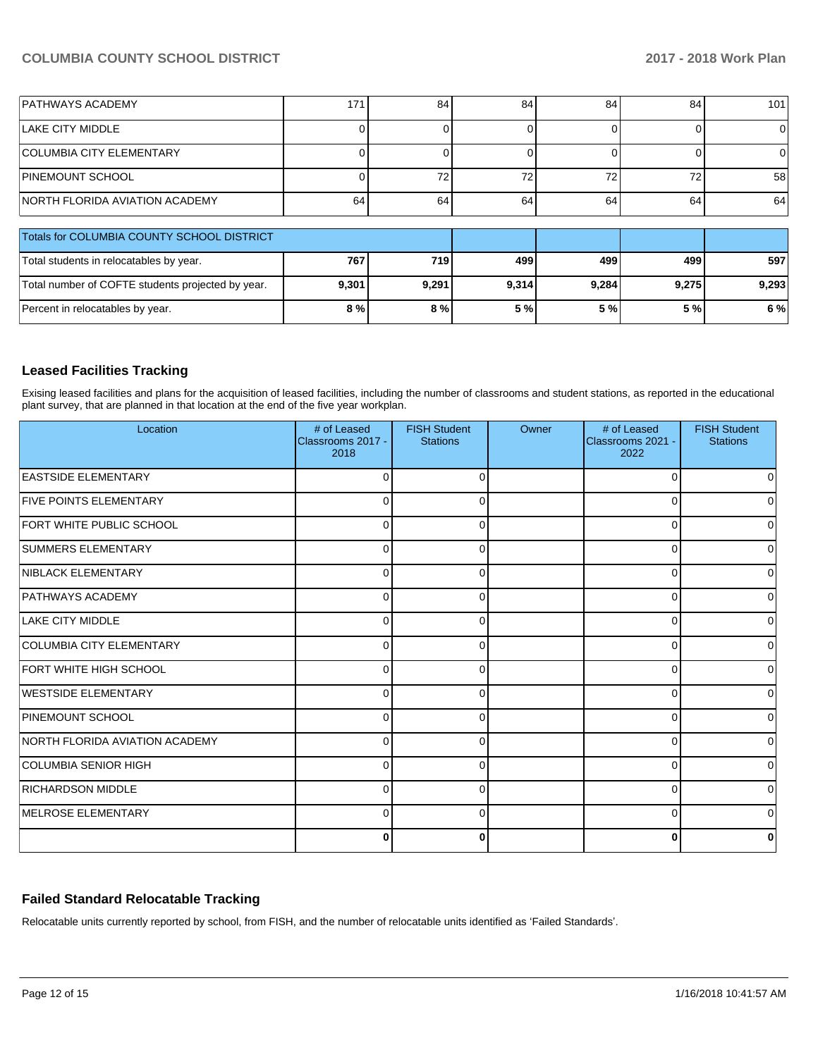| PATHWAYS ACADEMY | 171 | 84 | 84 | 84 | 84 | 101 |
|---|---|---|---|---|---|---|
| LAKE CITY MIDDLE | 0 | 0 | 0 | 0 | 0 | 0 |
| COLUMBIA CITY ELEMENTARY | 0 | 0 | 0 | 0 | 0 | 0 |
| PINEMOUNT SCHOOL | 0 | 72 | 72 | 72 | 72 | 58 |
| NORTH FLORIDA AVIATION ACADEMY | 64 | 64 | 64 | 64 | 64 | 64 |

| Totals for COLUMBIA COUNTY SCHOOL DISTRICT | | | | | | |
|---|---|---|---|---|---|---|
| Total students in relocatables by year. | **767** | **719** | **499** | **499** | **499** | **597** |
| Total number of COFTE students projected by year. | **9,301** | **9,291** | **9,314** | **9,284** | **9,275** | **9,293** |
| Percent in relocatables by year. | **8 %** | **8 %** | **5 %** | **5 %** | **5 %** | **6 %** |

## Leased Facilities Tracking

Exising leased facilities and plans for the acquisition of leased facilities, including the number of classrooms and student stations, as reported in the educational plant survey, that are planned in that location at the end of the five year workplan.

| Location | # of Leased Classrooms 2017 - 2018 | FISH Student Stations | Owner | # of Leased Classrooms 2021 - 2022 | FISH Student Stations |
|---|---|---|---|---|---|
| EASTSIDE ELEMENTARY | 0 | 0 | | 0 | 0 |
| FIVE POINTS ELEMENTARY | 0 | 0 | | 0 | 0 |
| FORT WHITE PUBLIC SCHOOL | 0 | 0 | | 0 | 0 |
| SUMMERS ELEMENTARY | 0 | 0 | | 0 | 0 |
| NIBLACK ELEMENTARY | 0 | 0 | | 0 | 0 |
| PATHWAYS ACADEMY | 0 | 0 | | 0 | 0 |
| LAKE CITY MIDDLE | 0 | 0 | | 0 | 0 |
| COLUMBIA CITY ELEMENTARY | 0 | 0 | | 0 | 0 |
| FORT WHITE HIGH SCHOOL | 0 | 0 | | 0 | 0 |
| WESTSIDE ELEMENTARY | 0 | 0 | | 0 | 0 |
| PINEMOUNT SCHOOL | 0 | 0 | | 0 | 0 |
| NORTH FLORIDA AVIATION ACADEMY | 0 | 0 | | 0 | 0 |
| COLUMBIA SENIOR HIGH | 0 | 0 | | 0 | 0 |
| RICHARDSON MIDDLE | 0 | 0 | | 0 | 0 |
| MELROSE ELEMENTARY | 0 | 0 | | 0 | 0 |
| | **0** | **0** | | **0** | **0** |

## Failed Standard Relocatable Tracking

Relocatable units currently reported by school, from FISH, and the number of relocatable units identified as 'Failed Standards'.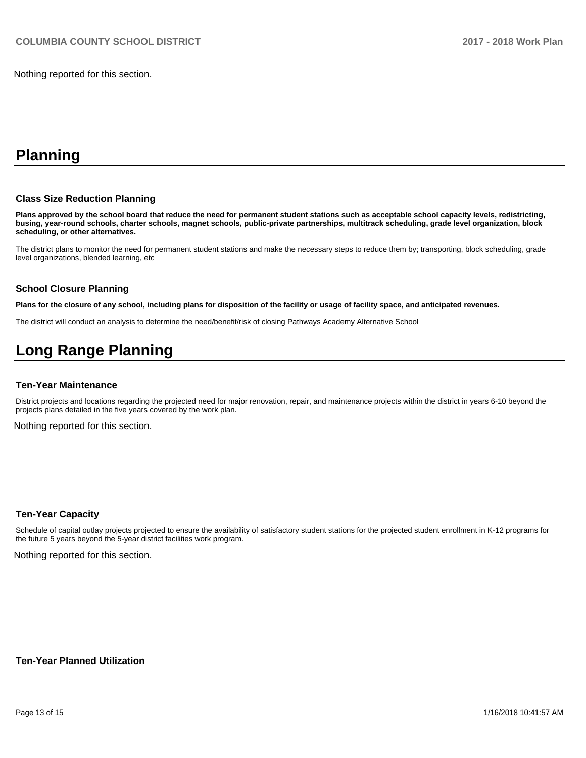Nothing reported for this section.

# Planning

### Class Size Reduction Planning

**Plans approved by the school board that reduce the need for permanent student stations such as acceptable school capacity levels, redistricting, busing, year-round schools, charter schools, magnet schools, public-private partnerships, multitrack scheduling, grade level organization, block scheduling, or other alternatives.**

The district plans to monitor the need for permanent student stations and make the necessary steps to reduce them by; transporting, block scheduling, grade level organizations, blended learning, etc

### School Closure Planning

**Plans for the closure of any school, including plans for disposition of the facility or usage of facility space, and anticipated revenues.**

The district will conduct an analysis to determine the need/benefit/risk of closing Pathways Academy Alternative School

# Long Range Planning

### Ten-Year Maintenance

District projects and locations regarding the projected need for major renovation, repair, and maintenance projects within the district in years 6-10 beyond the projects plans detailed in the five years covered by the work plan.

Nothing reported for this section.

### Ten-Year Capacity

Schedule of capital outlay projects projected to ensure the availability of satisfactory student stations for the projected student enrollment in K-12 programs for the future 5 years beyond the 5-year district facilities work program.

Nothing reported for this section.

### Ten-Year Planned Utilization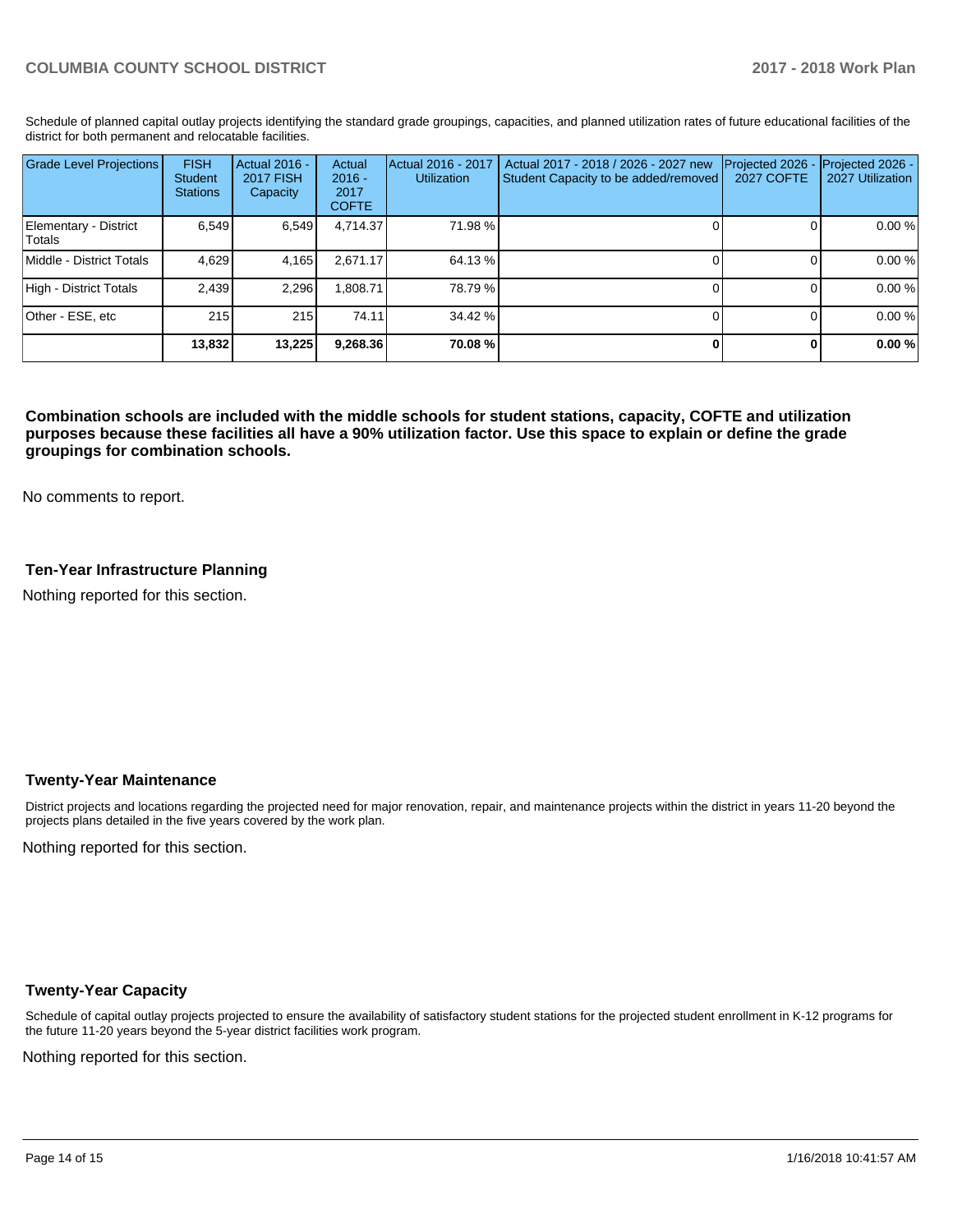Schedule of planned capital outlay projects identifying the standard grade groupings, capacities, and planned utilization rates of future educational facilities of the district for both permanent and relocatable facilities.

| Grade Level Projections | FISH Student Stations | Actual 2016 - 2017 FISH Capacity | Actual 2016 - 2017 COFTE | Actual 2016 - 2017 Utilization | Actual 2017 - 2018 / 2026 - 2027 new Student Capacity to be added/removed | Projected 2026 - 2027 COFTE | Projected 2026 - 2027 Utilization |
|---|---|---|---|---|---|---|---|
| Elementary - District Totals | 6,549 | 6,549 | 4,714.37 | 71.98 % | 0 | 0 | 0.00 % |
| Middle - District Totals | 4,629 | 4,165 | 2,671.17 | 64.13 % | 0 | 0 | 0.00 % |
| High - District Totals | 2,439 | 2,296 | 1,808.71 | 78.79 % | 0 | 0 | 0.00 % |
| Other - ESE, etc | 215 | 215 | 74.11 | 34.42 % | 0 | 0 | 0.00 % |
| | **13,832** | **13,225** | **9,268.36** | **70.08 %** | **0** | **0** | **0.00 %** |

**Combination schools are included with the middle schools for student stations, capacity, COFTE and utilization purposes because these facilities all have a 90% utilization factor. Use this space to explain or define the grade groupings for combination schools.**

No comments to report.

### Ten-Year Infrastructure Planning

Nothing reported for this section.

### Twenty-Year Maintenance

District projects and locations regarding the projected need for major renovation, repair, and maintenance projects within the district in years 11-20 beyond the projects plans detailed in the five years covered by the work plan.

Nothing reported for this section.

### Twenty-Year Capacity

Schedule of capital outlay projects projected to ensure the availability of satisfactory student stations for the projected student enrollment in K-12 programs for the future 11-20 years beyond the 5-year district facilities work program.

Nothing reported for this section.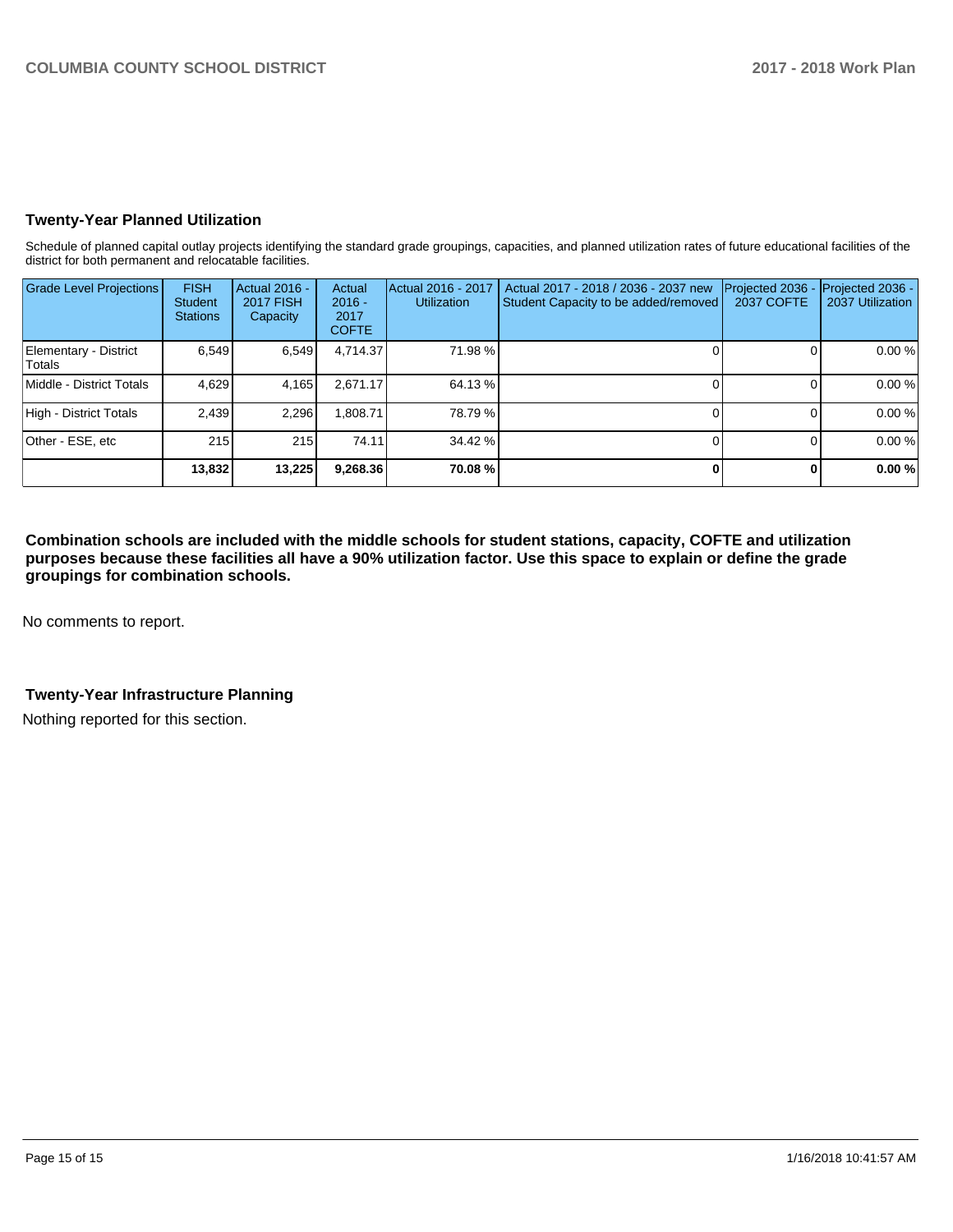## Twenty-Year Planned Utilization

Schedule of planned capital outlay projects identifying the standard grade groupings, capacities, and planned utilization rates of future educational facilities of the district for both permanent and relocatable facilities.

| Grade Level Projections | FISH Student Stations | Actual 2016 - 2017 FISH Capacity | Actual 2016 - 2017 COFTE | Actual 2016 - 2017 Utilization | Actual 2017 - 2018 / 2036 - 2037 new Student Capacity to be added/removed | Projected 2036 - 2037 COFTE | Projected 2036 - 2037 Utilization |
|---|---|---|---|---|---|---|---|
| Elementary - District Totals | 6,549 | 6,549 | 4,714.37 | 71.98 % | 0 | 0 | 0.00 % |
| Middle - District Totals | 4,629 | 4,165 | 2,671.17 | 64.13 % | 0 | 0 | 0.00 % |
| High - District Totals | 2,439 | 2,296 | 1,808.71 | 78.79 % | 0 | 0 | 0.00 % |
| Other - ESE, etc | 215 | 215 | 74.11 | 34.42 % | 0 | 0 | 0.00 % |
| | **13,832** | **13,225** | **9,268.36** | **70.08 %** | **0** | **0** | **0.00 %** |

**Combination schools are included with the middle schools for student stations, capacity, COFTE and utilization purposes because these facilities all have a 90% utilization factor. Use this space to explain or define the grade groupings for combination schools.**

No comments to report.

## Twenty-Year Infrastructure Planning

Nothing reported for this section.